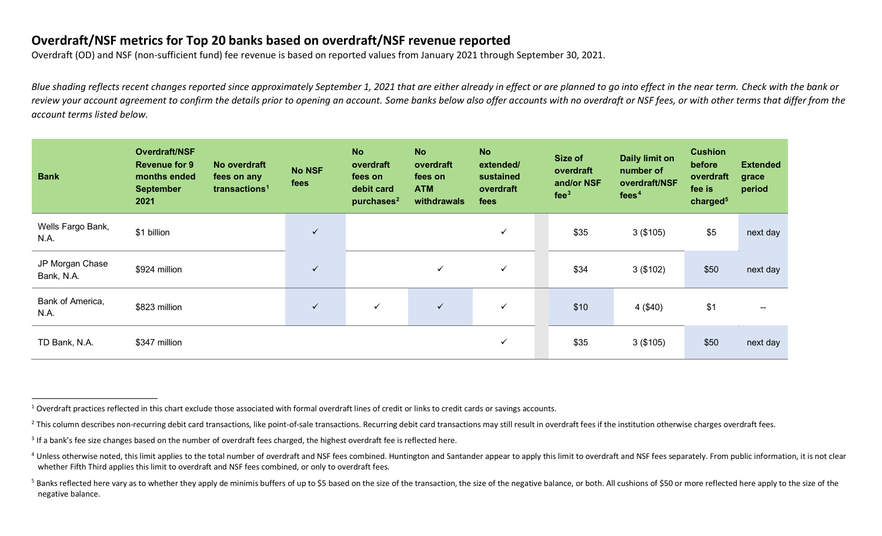## Overdraft/NSF metrics for Top 20 banks based on overdraft/NSF revenue reported

Overdraft (OD) and NSF (non-sufficient fund) fee revenue is based on reported values from January 2021 through September 30, 2021.

*Blue shading reflects recent changes reported since approximately September 1, 2021 that are either already in effect or are planned to go into effect in the near term. Check with the bank or review your account agreement to confirm the details prior to opening an account. Some banks below also offer accounts with no overdraft or NSF fees, or with other terms that differ from the account terms listed below.*

| Bank | Overdraft/NSF Revenue for 9 months ended September 2021 | No overdraft fees on any transactions[1] | No NSF fees | No overdraft fees on debit card purchases[2] | No overdraft fees on ATM withdrawals | No extended/ sustained overdraft fees | Size of overdraft and/or NSF fee[3] | Daily limit on number of overdraft/NSF fees[4] | Cushion before overdraft fee is charged[5] | Extended grace period |
|---|---|---|---|---|---|---|---|---|---|---|
| Wells Fargo Bank, N.A. | $1 billion | | ✓ | | | ✓ | $35 | 3 ($105) | $5 | next day |
| JP Morgan Chase Bank, N.A. | $924 million | | ✓ | | ✓ | ✓ | $34 | 3 ($102) | $50 | next day |
| Bank of America, N.A. | $823 million | | ✓ | ✓ | ✓ | ✓ | $10 | 4 ($40) | $1 | -- |
| TD Bank, N.A. | $347 million | | | | | ✓ | $35 | 3 ($105) | $50 | next day |

[1] Overdraft practices reflected in this chart exclude those associated with formal overdraft lines of credit or links to credit cards or savings accounts.

[2] This column describes non-recurring debit card transactions, like point-of-sale transactions. Recurring debit card transactions may still result in overdraft fees if the institution otherwise charges overdraft fees.

[3] If a bank's fee size changes based on the number of overdraft fees charged, the highest overdraft fee is reflected here.

[4] Unless otherwise noted, this limit applies to the total number of overdraft and NSF fees combined. Huntington and Santander appear to apply this limit to overdraft and NSF fees separately. From public information, it is not clear whether Fifth Third applies this limit to overdraft and NSF fees combined, or only to overdraft fees.

[5] Banks reflected here vary as to whether they apply de minimis buffers of up to $5 based on the size of the transaction, the size of the negative balance, or both. All cushions of $50 or more reflected here apply to the size of the negative balance.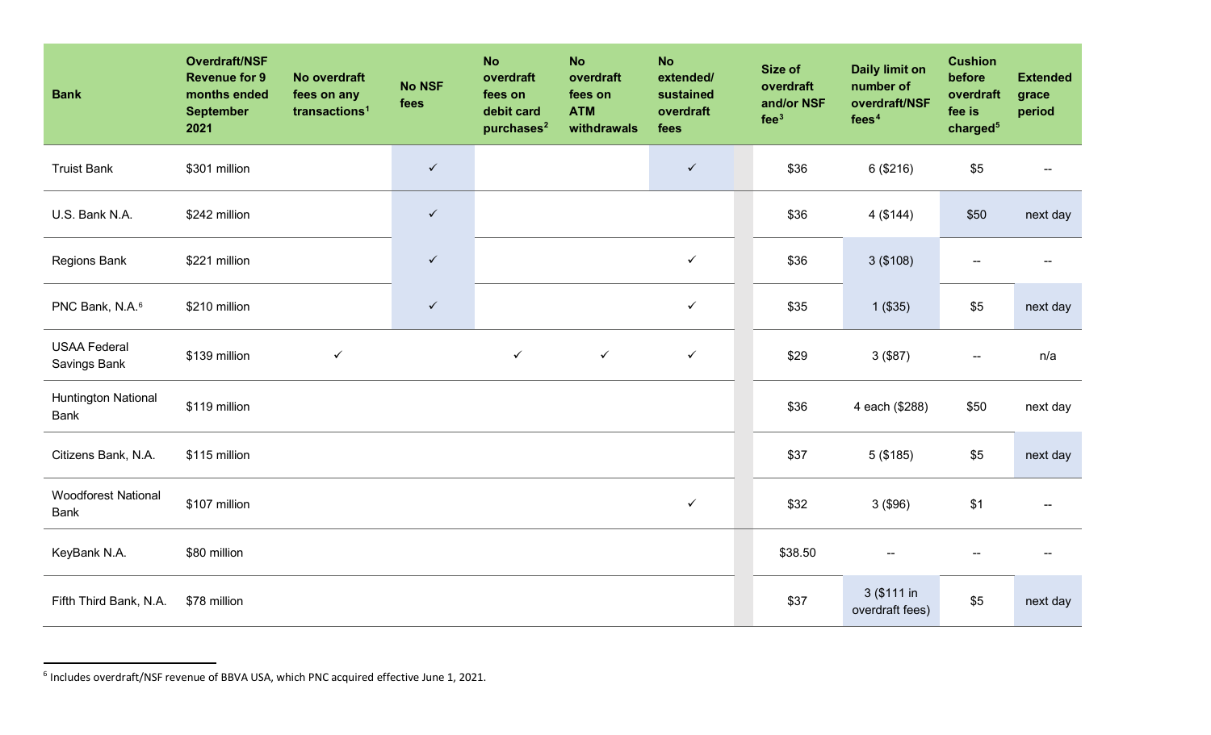| Bank | Overdraft/NSF Revenue for 9 months ended September 2021 | No overdraft fees on any transactions[1] | No NSF fees | No overdraft fees on debit card purchases[2] | No overdraft fees on ATM withdrawals | No extended/ sustained overdraft fees | Size of overdraft and/or NSF fee[3] | Daily limit on number of overdraft/NSF fees[4] | Cushion before overdraft fee is charged[5] | Extended grace period |
|---|---|---|---|---|---|---|---|---|---|---|
| Truist Bank | $301 million | | ✓ | | | ✓ | $36 | 6 ($216) | $5 | -- |
| U.S. Bank N.A. | $242 million | | ✓ | | | | $36 | 4 ($144) | $50 | next day |
| Regions Bank | $221 million | | ✓ | | | ✓ | $36 | 3 ($108) | -- | -- |
| PNC Bank, N.A.[6] | $210 million | | ✓ | | | ✓ | $35 | 1 ($35) | $5 | next day |
| USAA Federal Savings Bank | $139 million | ✓ | | ✓ | ✓ | ✓ | $29 | 3 ($87) | -- | n/a |
| Huntington National Bank | $119 million | | | | | | $36 | 4 each ($288) | $50 | next day |
| Citizens Bank, N.A. | $115 million | | | | | | $37 | 5 ($185) | $5 | next day |
| Woodforest National Bank | $107 million | | | | | ✓ | $32 | 3 ($96) | $1 | -- |
| KeyBank N.A. | $80 million | | | | | | $38.50 | -- | -- | -- |
| Fifth Third Bank, N.A. | $78 million | | | | | | $37 | 3 ($111 in overdraft fees) | $5 | next day |

[6] Includes overdraft/NSF revenue of BBVA USA, which PNC acquired effective June 1, 2021.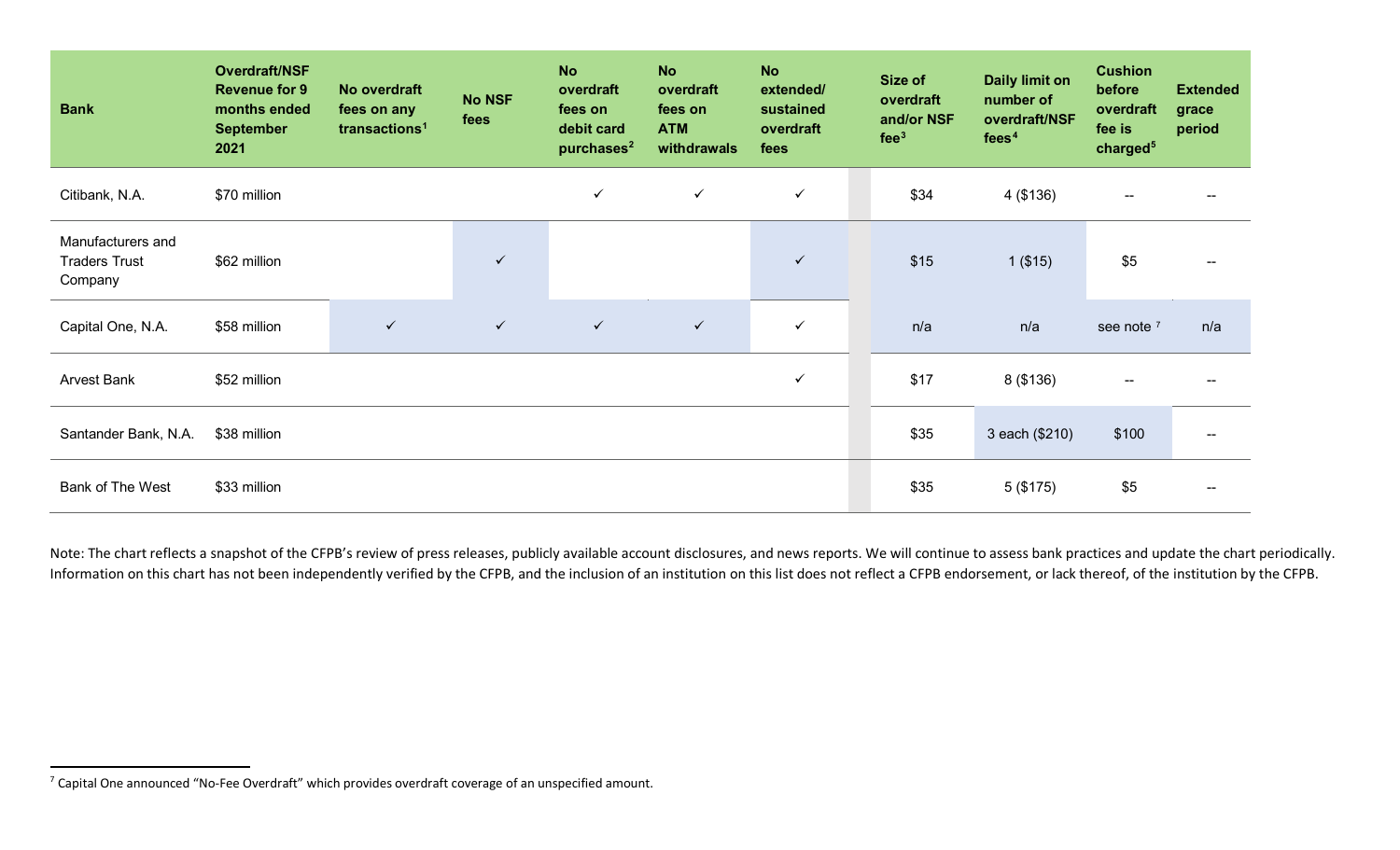| Bank | Overdraft/NSF Revenue for 9 months ended September 2021 | No overdraft fees on any transactions[1] | No NSF fees | No overdraft fees on debit card purchases[2] | No overdraft fees on ATM withdrawals | No extended/ sustained overdraft fees | Size of overdraft and/or NSF fee[3] | Daily limit on number of overdraft/NSF fees[4] | Cushion before overdraft fee is charged[5] | Extended grace period |
|---|---|---|---|---|---|---|---|---|---|---|
| Citibank, N.A. | $70 million | | | ✓ | ✓ | ✓ | $34 | 4 ($136) | -- | -- |
| Manufacturers and Traders Trust Company | $62 million | | ✓ | | | ✓ | $15 | 1 ($15) | $5 | -- |
| Capital One, N.A. | $58 million | ✓ | ✓ | ✓ | ✓ | ✓ | n/a | n/a | see note [7] | n/a |
| Arvest Bank | $52 million | | | | | ✓ | $17 | 8 ($136) | -- | -- |
| Santander Bank, N.A. | $38 million | | | | | | $35 | 3 each ($210) | $100 | -- |
| Bank of The West | $33 million | | | | | | $35 | 5 ($175) | $5 | -- |

Note: The chart reflects a snapshot of the CFPB's review of press releases, publicly available account disclosures, and news reports. We will continue to assess bank practices and update the chart periodically. Information on this chart has not been independently verified by the CFPB, and the inclusion of an institution on this list does not reflect a CFPB endorsement, or lack thereof, of the institution by the CFPB.

[7] Capital One announced "No-Fee Overdraft" which provides overdraft coverage of an unspecified amount.